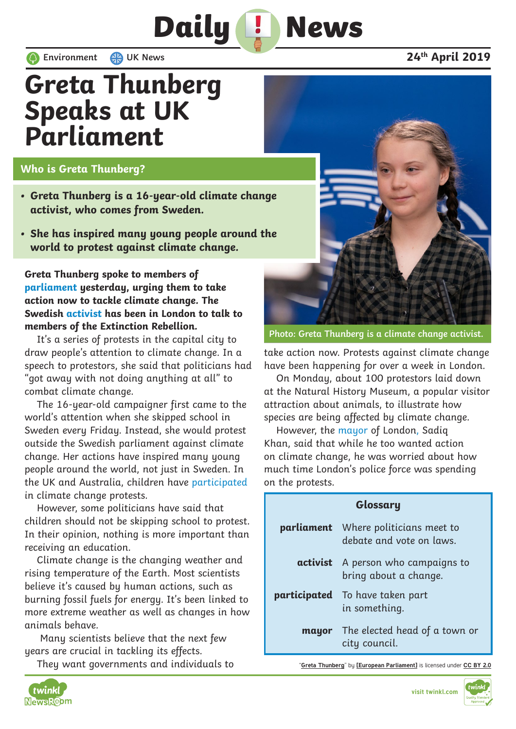# Daily News

Environment | UK News

24th April 2019

# Greta Thunberg Speaks at UK Parliament

## Who is Greta Thunberg?

- **Greta Thunberg is a 16-year-old climate change activist, who comes from Sweden.**
- **She has inspired many young people around the world to protest against climate change.**

**Greta Thunberg spoke to members of parliament yesterday, urging them to take action now to tackle climate change. The Swedish activist has been in London to talk to members of the Extinction Rebellion.**

It's a series of protests in the capital city to draw people's attention to climate change. In a speech to protestors, she said that politicians had "got away with not doing anything at all" to combat climate change.

The 16-year-old campaigner first came to the world's attention when she skipped school in Sweden every Friday. Instead, she would protest outside the Swedish parliament against climate change. Her actions have inspired many young people around the world, not just in Sweden. In the UK and Australia, children have participated in climate change protests.

However, some politicians have said that children should not be skipping school to protest. In their opinion, nothing is more important than receiving an education.

Climate change is the changing weather and rising temperature of the Earth. Most scientists believe it's caused by human actions, such as burning fossil fuels for energy. It's been linked to more extreme weather as well as changes in how animals behave.

Many scientists believe that the next few years are crucial in tackling its effects.

They want governments and individuals to take action now. Protests against climate change have been happening for over a week in London.

On Monday, about 100 protestors laid down at the Natural History Museum, a popular visitor attraction about animals, to illustrate how species are being affected by climate change.

However, the mayor of London, Sadiq Khan, said that while he too wanted action on climate change, he was worried about how much time London's police force was spending on the protests.

Photo: Greta Thunberg is a climate change activist.

| Glossary | |
|---|---|
| **parliament** | Where politicians meet to debate and vote on laws. |
| **activist** | A person who campaigns to bring about a change. |
| **participated** | To have taken part in something. |
| **mayor** | The elected head of a town or city council. |

"Greta Thunberg" by [European Parliament] is licensed under CC BY 2.0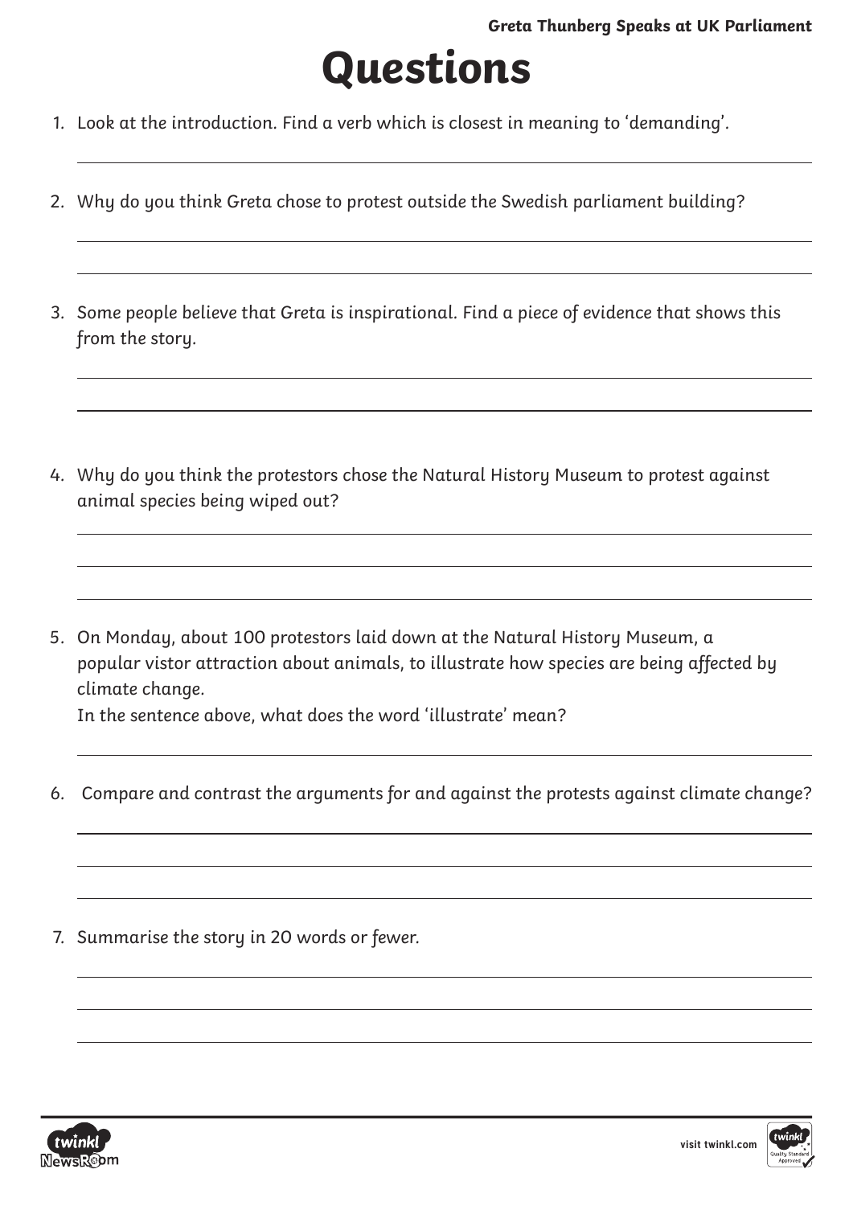# Questions

1. Look at the introduction. Find a verb which is closest in meaning to 'demanding'.

2. Why do you think Greta chose to protest outside the Swedish parliament building?

3. Some people believe that Greta is inspirational. Find a piece of evidence that shows this from the story.

4. Why do you think the protestors chose the Natural History Museum to protest against animal species being wiped out?

5. On Monday, about 100 protestors laid down at the Natural History Museum, a popular vistor attraction about animals, to illustrate how species are being affected by climate change.
   In the sentence above, what does the word 'illustrate' mean?

6. Compare and contrast the arguments for and against the protests against climate change?

7. Summarise the story in 20 words or fewer.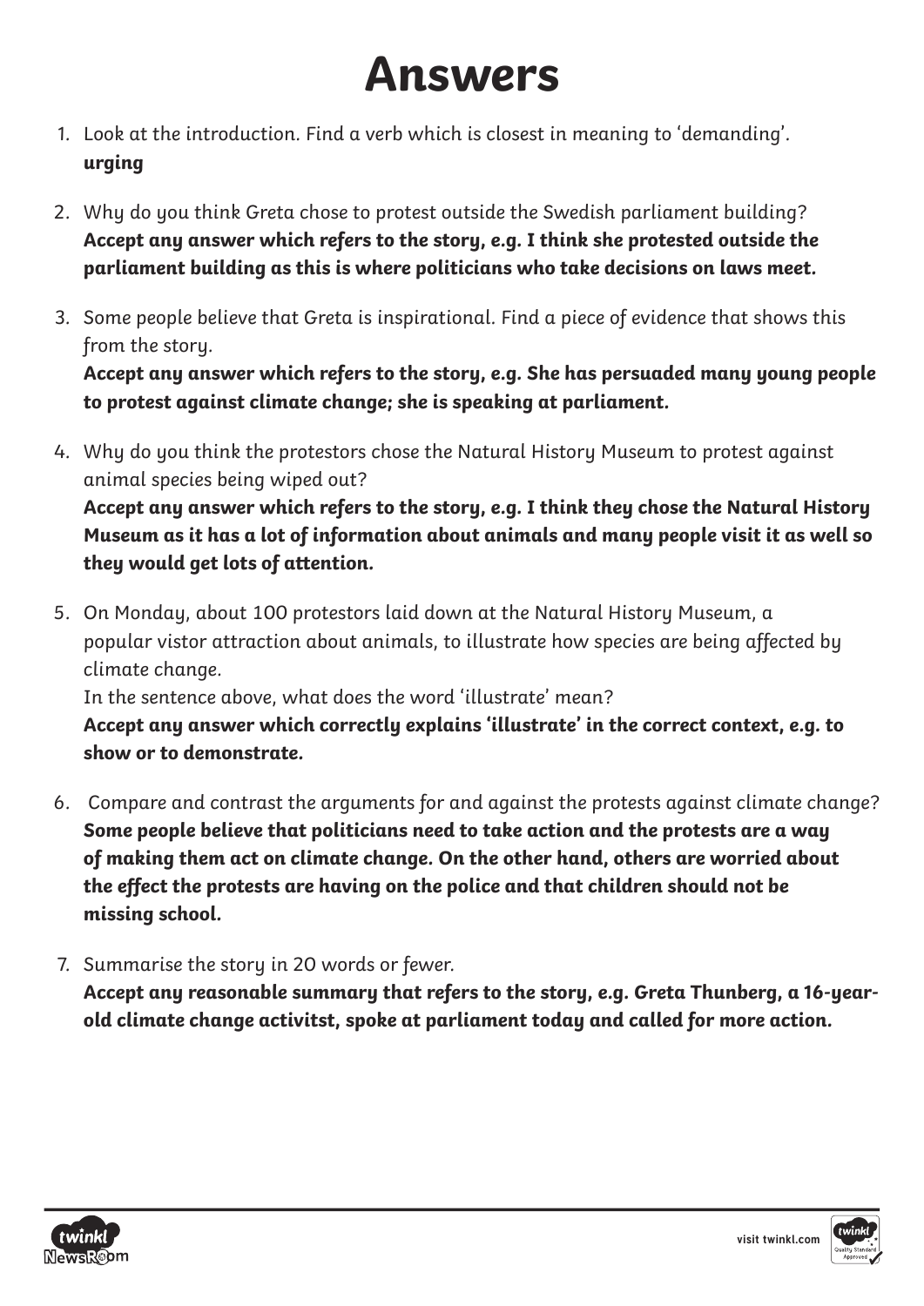# Answers

1. Look at the introduction. Find a verb which is closest in meaning to 'demanding'.
   **urging**

2. Why do you think Greta chose to protest outside the Swedish parliament building?
   **Accept any answer which refers to the story, e.g. I think she protested outside the parliament building as this is where politicians who take decisions on laws meet.**

3. Some people believe that Greta is inspirational. Find a piece of evidence that shows this from the story.
   **Accept any answer which refers to the story, e.g. She has persuaded many young people to protest against climate change; she is speaking at parliament.**

4. Why do you think the protestors chose the Natural History Museum to protest against animal species being wiped out?
   **Accept any answer which refers to the story, e.g. I think they chose the Natural History Museum as it has a lot of information about animals and many people visit it as well so they would get lots of attention.**

5. On Monday, about 100 protestors laid down at the Natural History Museum, a popular vistor attraction about animals, to illustrate how species are being affected by climate change.
   In the sentence above, what does the word 'illustrate' mean?
   **Accept any answer which correctly explains 'illustrate' in the correct context, e.g. to show or to demonstrate.**

6. Compare and contrast the arguments for and against the protests against climate change?
   **Some people believe that politicians need to take action and the protests are a way of making them act on climate change. On the other hand, others are worried about the effect the protests are having on the police and that children should not be missing school.**

7. Summarise the story in 20 words or fewer.
   **Accept any reasonable summary that refers to the story, e.g. Greta Thunberg, a 16-year-old climate change activitst, spoke at parliament today and called for more action.**